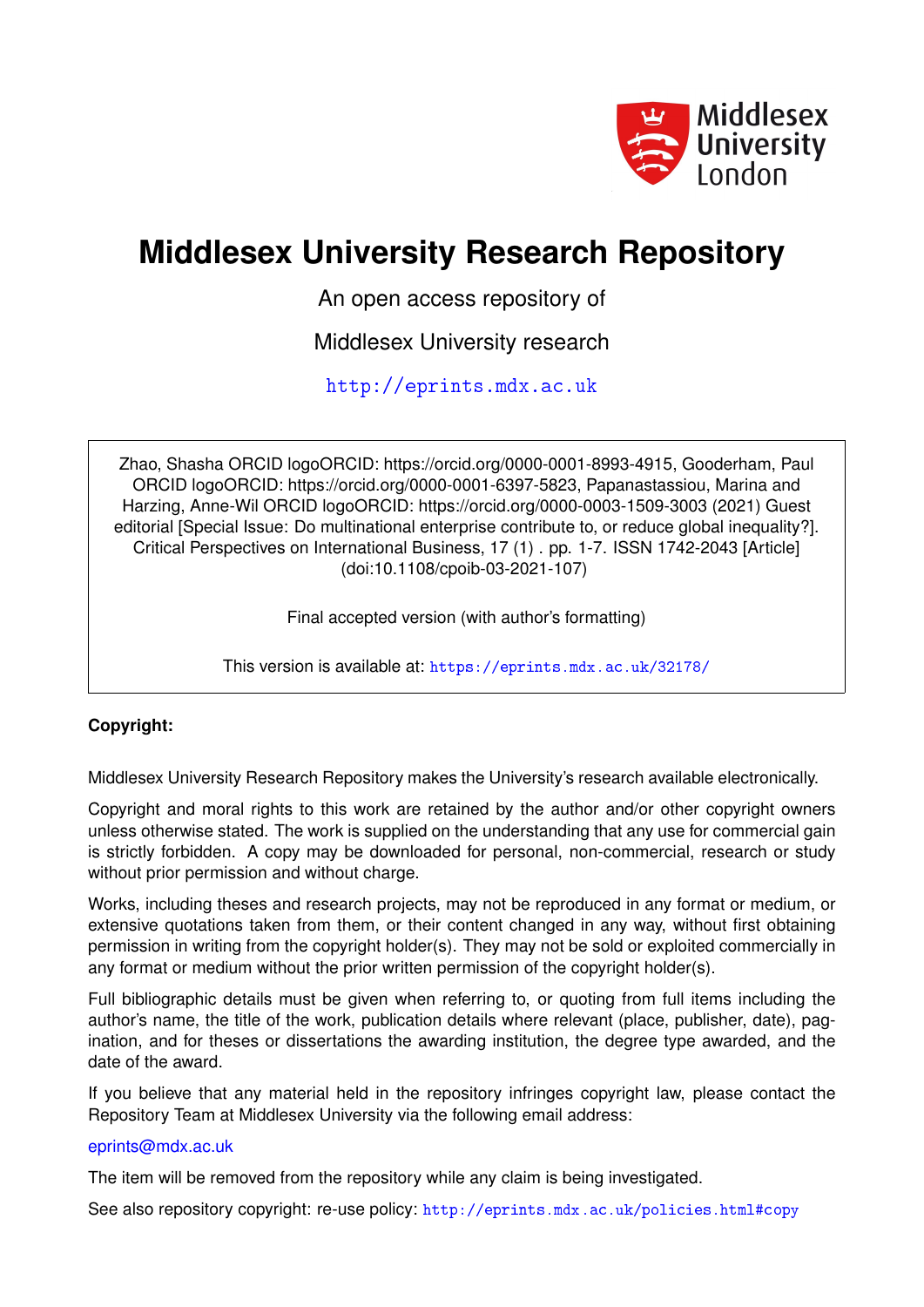# Middlesex University Research Repository

An open access repository of

Middlesex University research

http://eprints.mdx.ac.uk

Zhao, Shasha ORCID logoORCID: https://orcid.org/0000-0001-8993-4915, Gooderham, Paul ORCID logoORCID: https://orcid.org/0000-0001-6397-5823, Papanastassiou, Marina and Harzing, Anne-Wil ORCID logoORCID: https://orcid.org/0000-0003-1509-3003 (2021) Guest editorial [Special Issue: Do multinational enterprise contribute to, or reduce global inequality?]. Critical Perspectives on International Business, 17 (1) . pp. 1-7. ISSN 1742-2043 [Article] (doi:10.1108/cpoib-03-2021-107)

Final accepted version (with author's formatting)

This version is available at: https://eprints.mdx.ac.uk/32178/

**Copyright:**

Middlesex University Research Repository makes the University's research available electronically.

Copyright and moral rights to this work are retained by the author and/or other copyright owners unless otherwise stated. The work is supplied on the understanding that any use for commercial gain is strictly forbidden. A copy may be downloaded for personal, non-commercial, research or study without prior permission and without charge.

Works, including theses and research projects, may not be reproduced in any format or medium, or extensive quotations taken from them, or their content changed in any way, without first obtaining permission in writing from the copyright holder(s). They may not be sold or exploited commercially in any format or medium without the prior written permission of the copyright holder(s).

Full bibliographic details must be given when referring to, or quoting from full items including the author's name, the title of the work, publication details where relevant (place, publisher, date), pagination, and for theses or dissertations the awarding institution, the degree type awarded, and the date of the award.

If you believe that any material held in the repository infringes copyright law, please contact the Repository Team at Middlesex University via the following email address:

eprints@mdx.ac.uk

The item will be removed from the repository while any claim is being investigated.

See also repository copyright: re-use policy: http://eprints.mdx.ac.uk/policies.html#copy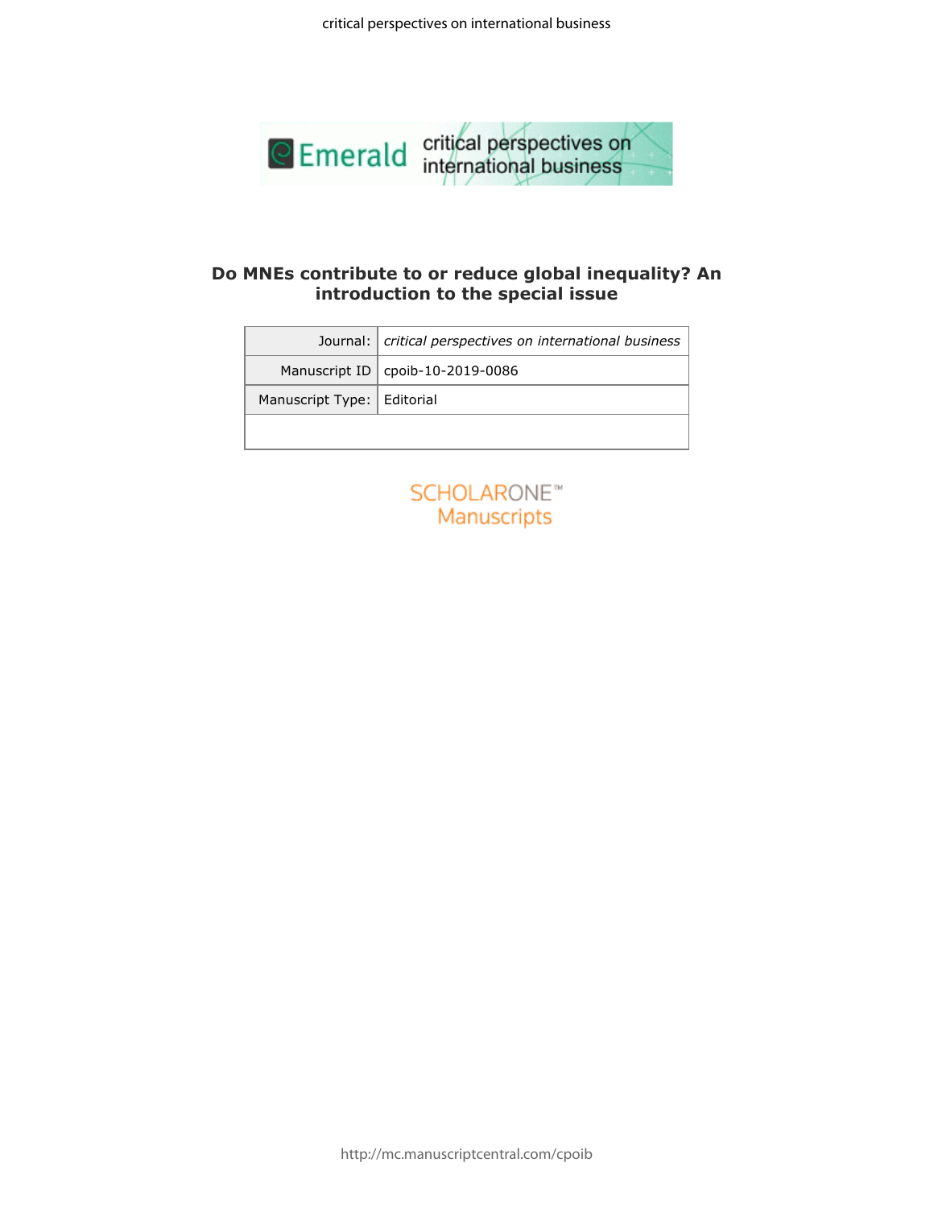# Do MNEs contribute to or reduce global inequality? An introduction to the special issue

| Journal: | *critical perspectives on international business* |
|---|---|
| Manuscript ID | cpoib-10-2019-0086 |
| Manuscript Type: | Editorial |
| | |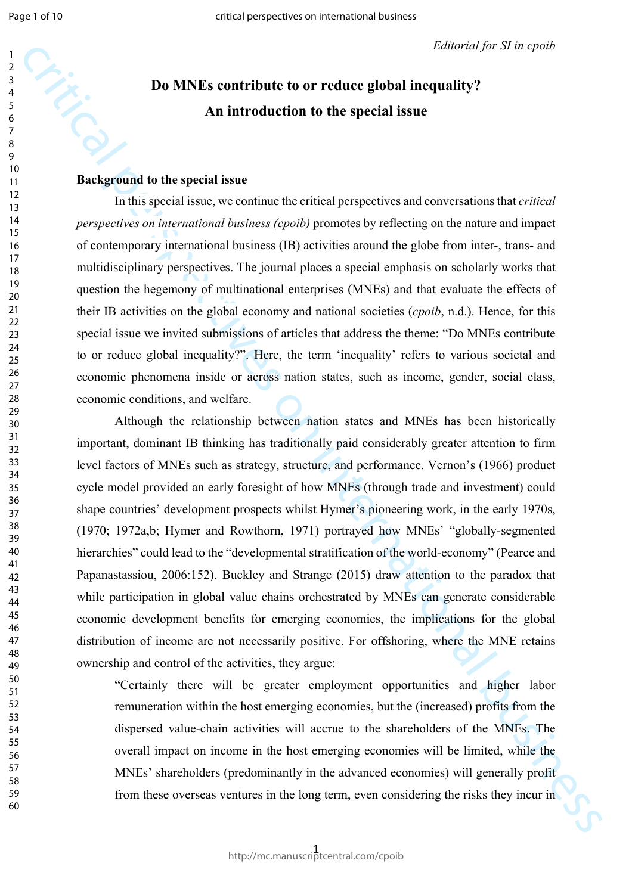*Editorial for SI in cpoib*

# Do MNEs contribute to or reduce global inequality? An introduction to the special issue

## Background to the special issue

In this special issue, we continue the critical perspectives and conversations that *critical perspectives on international business (cpoib)* promotes by reflecting on the nature and impact of contemporary international business (IB) activities around the globe from inter-, trans- and multidisciplinary perspectives. The journal places a special emphasis on scholarly works that question the hegemony of multinational enterprises (MNEs) and that evaluate the effects of their IB activities on the global economy and national societies (*cpoib*, n.d.). Hence, for this special issue we invited submissions of articles that address the theme: "Do MNEs contribute to or reduce global inequality?". Here, the term 'inequality' refers to various societal and economic phenomena inside or across nation states, such as income, gender, social class, economic conditions, and welfare.

Although the relationship between nation states and MNEs has been historically important, dominant IB thinking has traditionally paid considerably greater attention to firm level factors of MNEs such as strategy, structure, and performance. Vernon's (1966) product cycle model provided an early foresight of how MNEs (through trade and investment) could shape countries' development prospects whilst Hymer's pioneering work, in the early 1970s, (1970; 1972a,b; Hymer and Rowthorn, 1971) portrayed how MNEs' "globally-segmented hierarchies" could lead to the "developmental stratification of the world-economy" (Pearce and Papanastassiou, 2006:152). Buckley and Strange (2015) draw attention to the paradox that while participation in global value chains orchestrated by MNEs can generate considerable economic development benefits for emerging economies, the implications for the global distribution of income are not necessarily positive. For offshoring, where the MNE retains ownership and control of the activities, they argue:

> "Certainly there will be greater employment opportunities and higher labor remuneration within the host emerging economies, but the (increased) profits from the dispersed value-chain activities will accrue to the shareholders of the MNEs. The overall impact on income in the host emerging economies will be limited, while the MNEs' shareholders (predominantly in the advanced economies) will generally profit from these overseas ventures in the long term, even considering the risks they incur in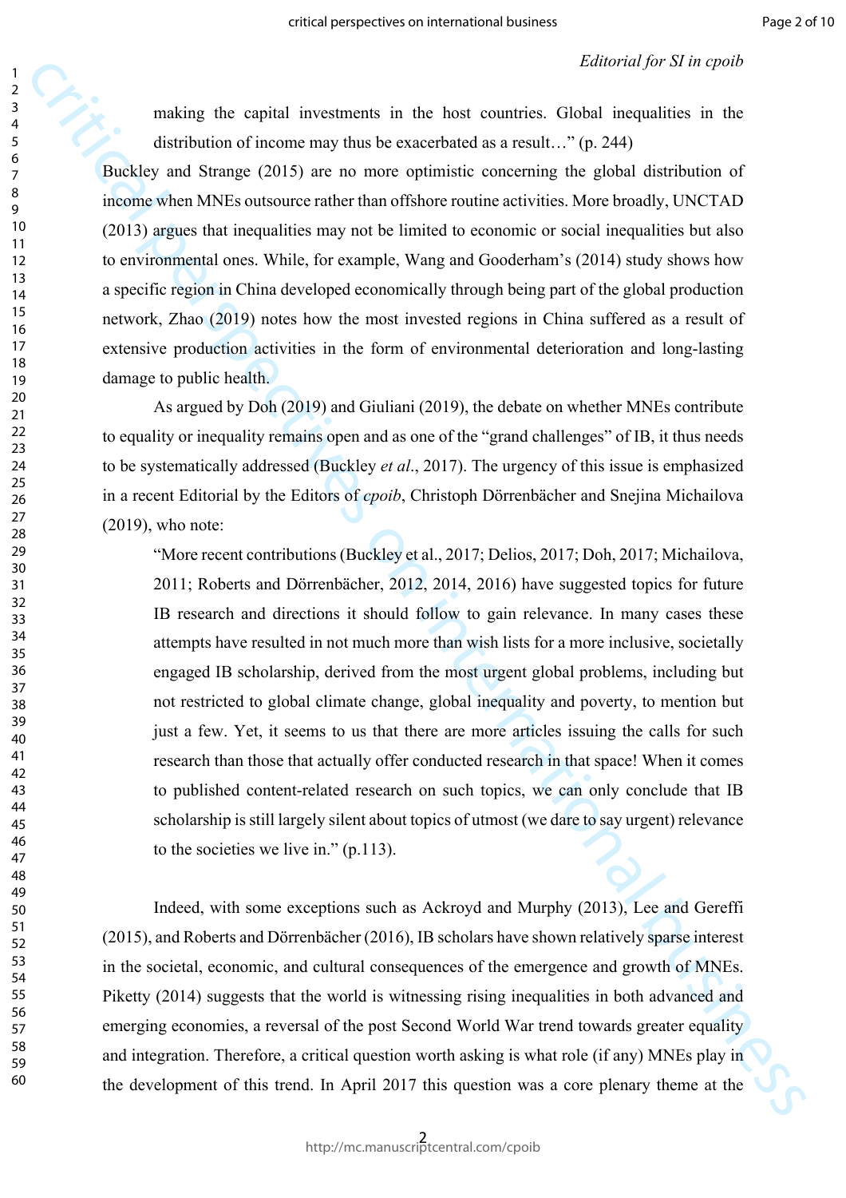making the capital investments in the host countries. Global inequalities in the distribution of income may thus be exacerbated as a result…" (p. 244)

Buckley and Strange (2015) are no more optimistic concerning the global distribution of income when MNEs outsource rather than offshore routine activities. More broadly, UNCTAD (2013) argues that inequalities may not be limited to economic or social inequalities but also to environmental ones. While, for example, Wang and Gooderham's (2014) study shows how a specific region in China developed economically through being part of the global production network, Zhao (2019) notes how the most invested regions in China suffered as a result of extensive production activities in the form of environmental deterioration and long-lasting damage to public health.

As argued by Doh (2019) and Giuliani (2019), the debate on whether MNEs contribute to equality or inequality remains open and as one of the "grand challenges" of IB, it thus needs to be systematically addressed (Buckley *et al*., 2017). The urgency of this issue is emphasized in a recent Editorial by the Editors of *cpoib*, Christoph Dörrenbächer and Snejina Michailova (2019), who note:

> "More recent contributions (Buckley et al., 2017; Delios, 2017; Doh, 2017; Michailova, 2011; Roberts and Dörrenbächer, 2012, 2014, 2016) have suggested topics for future IB research and directions it should follow to gain relevance. In many cases these attempts have resulted in not much more than wish lists for a more inclusive, societally engaged IB scholarship, derived from the most urgent global problems, including but not restricted to global climate change, global inequality and poverty, to mention but just a few. Yet, it seems to us that there are more articles issuing the calls for such research than those that actually offer conducted research in that space! When it comes to published content-related research on such topics, we can only conclude that IB scholarship is still largely silent about topics of utmost (we dare to say urgent) relevance to the societies we live in." (p.113).

Indeed, with some exceptions such as Ackroyd and Murphy (2013), Lee and Gereffi (2015), and Roberts and Dörrenbächer (2016), IB scholars have shown relatively sparse interest in the societal, economic, and cultural consequences of the emergence and growth of MNEs. Piketty (2014) suggests that the world is witnessing rising inequalities in both advanced and emerging economies, a reversal of the post Second World War trend towards greater equality and integration. Therefore, a critical question worth asking is what role (if any) MNEs play in the development of this trend. In April 2017 this question was a core plenary theme at the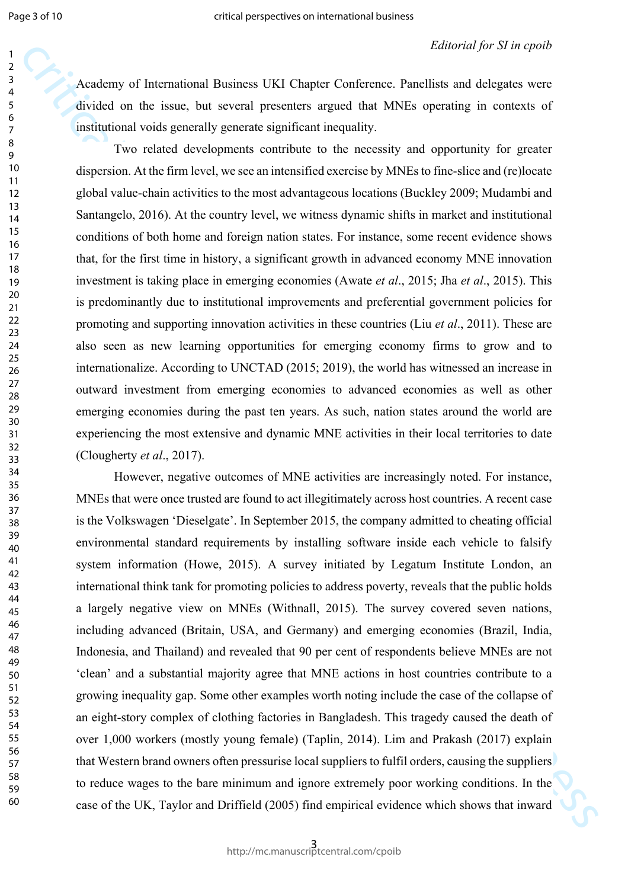Academy of International Business UKI Chapter Conference. Panellists and delegates were divided on the issue, but several presenters argued that MNEs operating in contexts of institutional voids generally generate significant inequality.

Two related developments contribute to the necessity and opportunity for greater dispersion. At the firm level, we see an intensified exercise by MNEs to fine-slice and (re)locate global value-chain activities to the most advantageous locations (Buckley 2009; Mudambi and Santangelo, 2016). At the country level, we witness dynamic shifts in market and institutional conditions of both home and foreign nation states. For instance, some recent evidence shows that, for the first time in history, a significant growth in advanced economy MNE innovation investment is taking place in emerging economies (Awate *et al*., 2015; Jha *et al*., 2015). This is predominantly due to institutional improvements and preferential government policies for promoting and supporting innovation activities in these countries (Liu *et al*., 2011). These are also seen as new learning opportunities for emerging economy firms to grow and to internationalize. According to UNCTAD (2015; 2019), the world has witnessed an increase in outward investment from emerging economies to advanced economies as well as other emerging economies during the past ten years. As such, nation states around the world are experiencing the most extensive and dynamic MNE activities in their local territories to date (Clougherty *et al*., 2017).

However, negative outcomes of MNE activities are increasingly noted. For instance, MNEs that were once trusted are found to act illegitimately across host countries. A recent case is the Volkswagen 'Dieselgate'. In September 2015, the company admitted to cheating official environmental standard requirements by installing software inside each vehicle to falsify system information (Howe, 2015). A survey initiated by Legatum Institute London, an international think tank for promoting policies to address poverty, reveals that the public holds a largely negative view on MNEs (Withnall, 2015). The survey covered seven nations, including advanced (Britain, USA, and Germany) and emerging economies (Brazil, India, Indonesia, and Thailand) and revealed that 90 per cent of respondents believe MNEs are not 'clean' and a substantial majority agree that MNE actions in host countries contribute to a growing inequality gap. Some other examples worth noting include the case of the collapse of an eight-story complex of clothing factories in Bangladesh. This tragedy caused the death of over 1,000 workers (mostly young female) (Taplin, 2014). Lim and Prakash (2017) explain that Western brand owners often pressurise local suppliers to fulfil orders, causing the suppliers to reduce wages to the bare minimum and ignore extremely poor working conditions. In the case of the UK, Taylor and Driffield (2005) find empirical evidence which shows that inward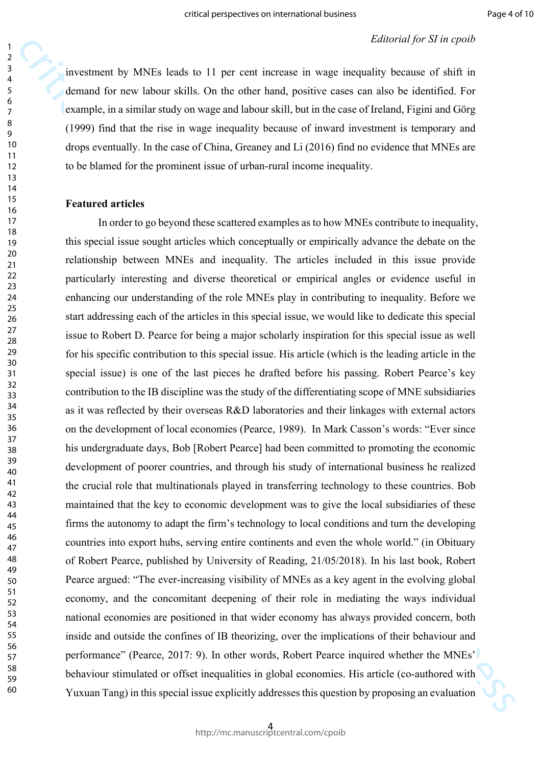investment by MNEs leads to 11 per cent increase in wage inequality because of shift in demand for new labour skills. On the other hand, positive cases can also be identified. For example, in a similar study on wage and labour skill, but in the case of Ireland, Figini and Görg (1999) find that the rise in wage inequality because of inward investment is temporary and drops eventually. In the case of China, Greaney and Li (2016) find no evidence that MNEs are to be blamed for the prominent issue of urban-rural income inequality.

**Featured articles**

In order to go beyond these scattered examples as to how MNEs contribute to inequality, this special issue sought articles which conceptually or empirically advance the debate on the relationship between MNEs and inequality. The articles included in this issue provide particularly interesting and diverse theoretical or empirical angles or evidence useful in enhancing our understanding of the role MNEs play in contributing to inequality. Before we start addressing each of the articles in this special issue, we would like to dedicate this special issue to Robert D. Pearce for being a major scholarly inspiration for this special issue as well for his specific contribution to this special issue. His article (which is the leading article in the special issue) is one of the last pieces he drafted before his passing. Robert Pearce's key contribution to the IB discipline was the study of the differentiating scope of MNE subsidiaries as it was reflected by their overseas R&D laboratories and their linkages with external actors on the development of local economies (Pearce, 1989). In Mark Casson's words: "Ever since his undergraduate days, Bob [Robert Pearce] had been committed to promoting the economic development of poorer countries, and through his study of international business he realized the crucial role that multinationals played in transferring technology to these countries. Bob maintained that the key to economic development was to give the local subsidiaries of these firms the autonomy to adapt the firm's technology to local conditions and turn the developing countries into export hubs, serving entire continents and even the whole world." (in Obituary of Robert Pearce, published by University of Reading, 21/05/2018). In his last book, Robert Pearce argued: "The ever-increasing visibility of MNEs as a key agent in the evolving global economy, and the concomitant deepening of their role in mediating the ways individual national economies are positioned in that wider economy has always provided concern, both inside and outside the confines of IB theorizing, over the implications of their behaviour and performance" (Pearce, 2017: 9). In other words, Robert Pearce inquired whether the MNEs' behaviour stimulated or offset inequalities in global economies. His article (co-authored with Yuxuan Tang) in this special issue explicitly addresses this question by proposing an evaluation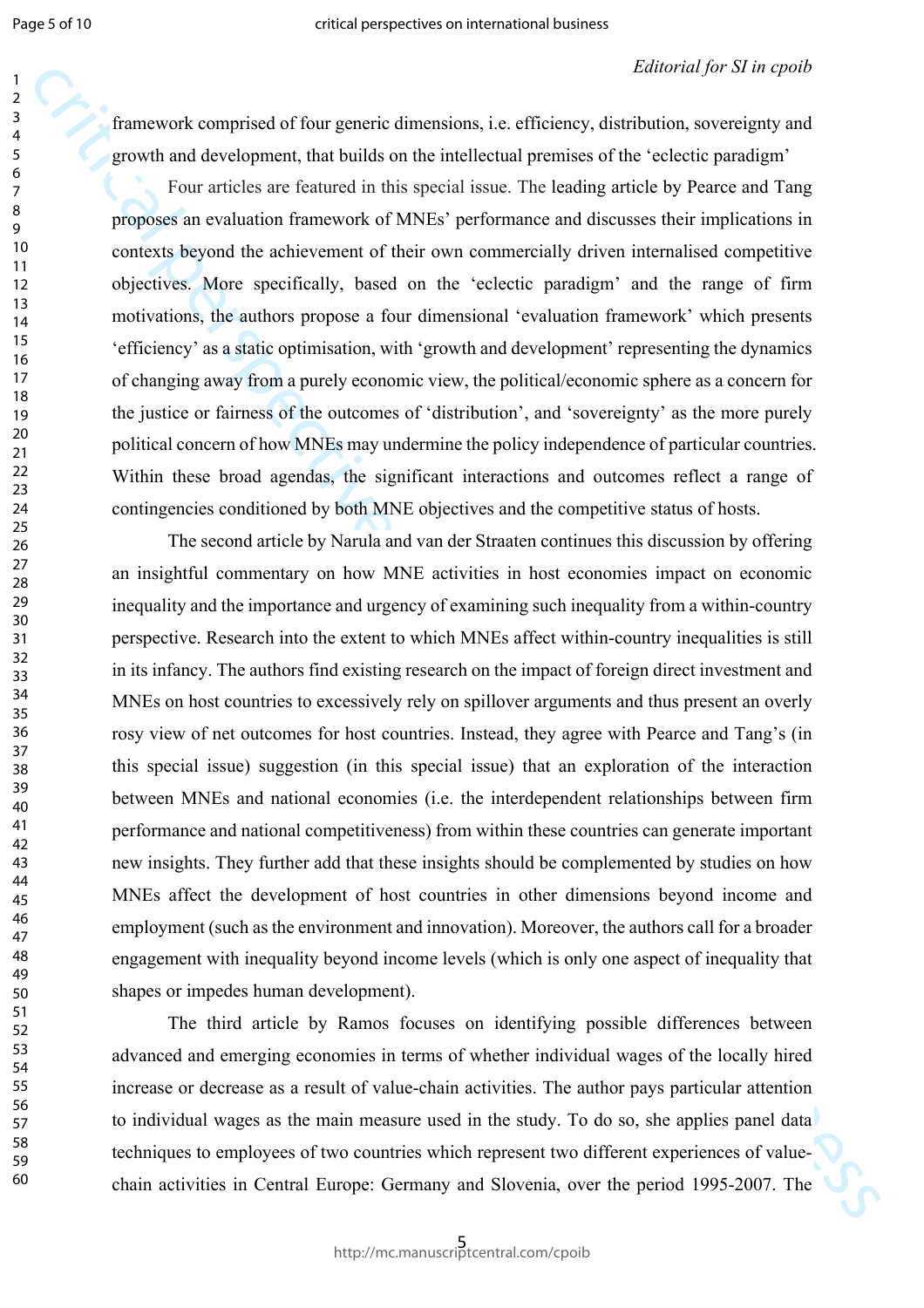framework comprised of four generic dimensions, i.e. efficiency, distribution, sovereignty and growth and development, that builds on the intellectual premises of the 'eclectic paradigm'

Four articles are featured in this special issue. The leading article by Pearce and Tang proposes an evaluation framework of MNEs' performance and discusses their implications in contexts beyond the achievement of their own commercially driven internalised competitive objectives. More specifically, based on the 'eclectic paradigm' and the range of firm motivations, the authors propose a four dimensional 'evaluation framework' which presents 'efficiency' as a static optimisation, with 'growth and development' representing the dynamics of changing away from a purely economic view, the political/economic sphere as a concern for the justice or fairness of the outcomes of 'distribution', and 'sovereignty' as the more purely political concern of how MNEs may undermine the policy independence of particular countries. Within these broad agendas, the significant interactions and outcomes reflect a range of contingencies conditioned by both MNE objectives and the competitive status of hosts.

The second article by Narula and van der Straaten continues this discussion by offering an insightful commentary on how MNE activities in host economies impact on economic inequality and the importance and urgency of examining such inequality from a within-country perspective. Research into the extent to which MNEs affect within-country inequalities is still in its infancy. The authors find existing research on the impact of foreign direct investment and MNEs on host countries to excessively rely on spillover arguments and thus present an overly rosy view of net outcomes for host countries. Instead, they agree with Pearce and Tang's (in this special issue) suggestion (in this special issue) that an exploration of the interaction between MNEs and national economies (i.e. the interdependent relationships between firm performance and national competitiveness) from within these countries can generate important new insights. They further add that these insights should be complemented by studies on how MNEs affect the development of host countries in other dimensions beyond income and employment (such as the environment and innovation). Moreover, the authors call for a broader engagement with inequality beyond income levels (which is only one aspect of inequality that shapes or impedes human development).

The third article by Ramos focuses on identifying possible differences between advanced and emerging economies in terms of whether individual wages of the locally hired increase or decrease as a result of value-chain activities. The author pays particular attention to individual wages as the main measure used in the study. To do so, she applies panel data techniques to employees of two countries which represent two different experiences of value-chain activities in Central Europe: Germany and Slovenia, over the period 1995-2007. The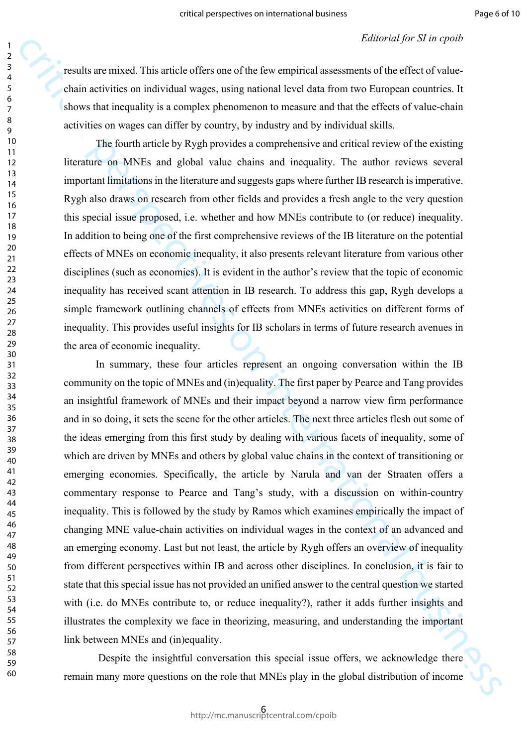results are mixed. This article offers one of the few empirical assessments of the effect of value-chain activities on individual wages, using national level data from two European countries. It shows that inequality is a complex phenomenon to measure and that the effects of value-chain activities on wages can differ by country, by industry and by individual skills.

The fourth article by Rygh provides a comprehensive and critical review of the existing literature on MNEs and global value chains and inequality. The author reviews several important limitations in the literature and suggests gaps where further IB research is imperative. Rygh also draws on research from other fields and provides a fresh angle to the very question this special issue proposed, i.e. whether and how MNEs contribute to (or reduce) inequality. In addition to being one of the first comprehensive reviews of the IB literature on the potential effects of MNEs on economic inequality, it also presents relevant literature from various other disciplines (such as economics). It is evident in the author's review that the topic of economic inequality has received scant attention in IB research. To address this gap, Rygh develops a simple framework outlining channels of effects from MNEs activities on different forms of inequality. This provides useful insights for IB scholars in terms of future research avenues in the area of economic inequality.

In summary, these four articles represent an ongoing conversation within the IB community on the topic of MNEs and (in)equality. The first paper by Pearce and Tang provides an insightful framework of MNEs and their impact beyond a narrow view firm performance and in so doing, it sets the scene for the other articles. The next three articles flesh out some of the ideas emerging from this first study by dealing with various facets of inequality, some of which are driven by MNEs and others by global value chains in the context of transitioning or emerging economies. Specifically, the article by Narula and van der Straaten offers a commentary response to Pearce and Tang's study, with a discussion on within-country inequality. This is followed by the study by Ramos which examines empirically the impact of changing MNE value-chain activities on individual wages in the context of an advanced and an emerging economy. Last but not least, the article by Rygh offers an overview of inequality from different perspectives within IB and across other disciplines. In conclusion, it is fair to state that this special issue has not provided an unified answer to the central question we started with (i.e. do MNEs contribute to, or reduce inequality?), rather it adds further insights and illustrates the complexity we face in theorizing, measuring, and understanding the important link between MNEs and (in)equality.

Despite the insightful conversation this special issue offers, we acknowledge there remain many more questions on the role that MNEs play in the global distribution of income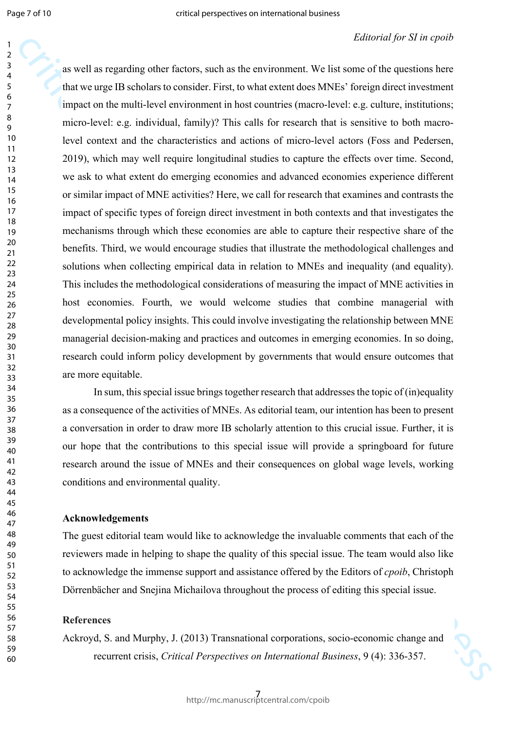as well as regarding other factors, such as the environment. We list some of the questions here that we urge IB scholars to consider. First, to what extent does MNEs' foreign direct investment impact on the multi-level environment in host countries (macro-level: e.g. culture, institutions; micro-level: e.g. individual, family)? This calls for research that is sensitive to both macro-level context and the characteristics and actions of micro-level actors (Foss and Pedersen, 2019), which may well require longitudinal studies to capture the effects over time. Second, we ask to what extent do emerging economies and advanced economies experience different or similar impact of MNE activities? Here, we call for research that examines and contrasts the impact of specific types of foreign direct investment in both contexts and that investigates the mechanisms through which these economies are able to capture their respective share of the benefits. Third, we would encourage studies that illustrate the methodological challenges and solutions when collecting empirical data in relation to MNEs and inequality (and equality). This includes the methodological considerations of measuring the impact of MNE activities in host economies. Fourth, we would welcome studies that combine managerial with developmental policy insights. This could involve investigating the relationship between MNE managerial decision-making and practices and outcomes in emerging economies. In so doing, research could inform policy development by governments that would ensure outcomes that are more equitable.

In sum, this special issue brings together research that addresses the topic of (in)equality as a consequence of the activities of MNEs. As editorial team, our intention has been to present a conversation in order to draw more IB scholarly attention to this crucial issue. Further, it is our hope that the contributions to this special issue will provide a springboard for future research around the issue of MNEs and their consequences on global wage levels, working conditions and environmental quality.

**Acknowledgements**

The guest editorial team would like to acknowledge the invaluable comments that each of the reviewers made in helping to shape the quality of this special issue. The team would also like to acknowledge the immense support and assistance offered by the Editors of *cpoib*, Christoph Dörrenbächer and Snejina Michailova throughout the process of editing this special issue.

**References**

Ackroyd, S. and Murphy, J. (2013) Transnational corporations, socio-economic change and recurrent crisis, *Critical Perspectives on International Business*, 9 (4): 336-357.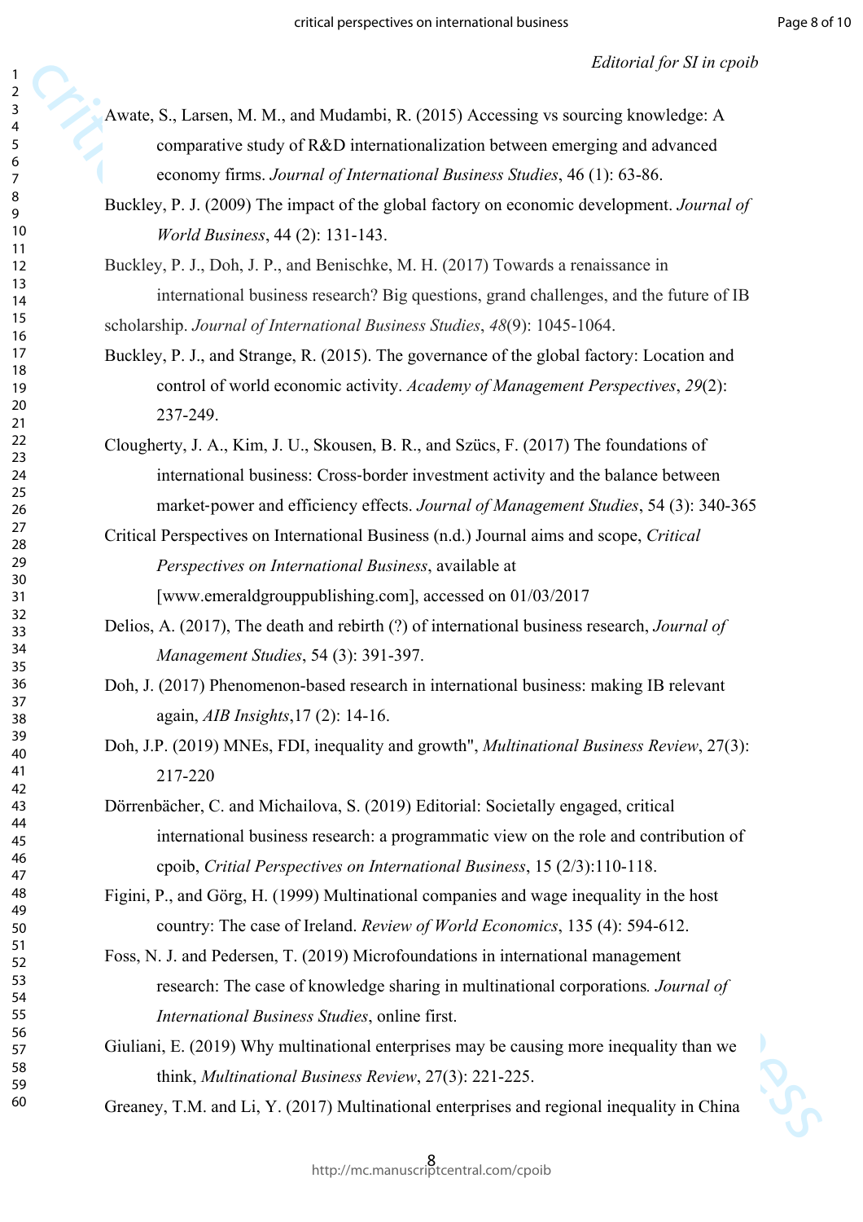Awate, S., Larsen, M. M., and Mudambi, R. (2015) Accessing vs sourcing knowledge: A comparative study of R&D internationalization between emerging and advanced economy firms. *Journal of International Business Studies*, 46 (1): 63-86.

Buckley, P. J. (2009) The impact of the global factory on economic development. *Journal of World Business*, 44 (2): 131-143.

Buckley, P. J., Doh, J. P., and Benischke, M. H. (2017) Towards a renaissance in international business research? Big questions, grand challenges, and the future of IB scholarship. *Journal of International Business Studies*, *48*(9): 1045-1064.

Buckley, P. J., and Strange, R. (2015). The governance of the global factory: Location and control of world economic activity. *Academy of Management Perspectives*, *29*(2): 237-249.

Clougherty, J. A., Kim, J. U., Skousen, B. R., and Szücs, F. (2017) The foundations of international business: Cross-border investment activity and the balance between market-power and efficiency effects. *Journal of Management Studies*, 54 (3): 340-365

Critical Perspectives on International Business (n.d.) Journal aims and scope, *Critical Perspectives on International Business*, available at [www.emeraldgrouppublishing.com], accessed on 01/03/2017

Delios, A. (2017), The death and rebirth (?) of international business research, *Journal of Management Studies*, 54 (3): 391-397.

Doh, J. (2017) Phenomenon-based research in international business: making IB relevant again, *AIB Insights*,17 (2): 14-16.

Doh, J.P. (2019) MNEs, FDI, inequality and growth", *Multinational Business Review*, 27(3): 217-220

Dörrenbächer, C. and Michailova, S. (2019) Editorial: Societally engaged, critical international business research: a programmatic view on the role and contribution of cpoib, *Critial Perspectives on International Business*, 15 (2/3):110-118.

Figini, P., and Görg, H. (1999) Multinational companies and wage inequality in the host country: The case of Ireland. *Review of World Economics*, 135 (4): 594-612.

Foss, N. J. and Pedersen, T. (2019) Microfoundations in international management research: The case of knowledge sharing in multinational corporations. *Journal of International Business Studies*, online first.

Giuliani, E. (2019) Why multinational enterprises may be causing more inequality than we think, *Multinational Business Review*, 27(3): 221-225.

Greaney, T.M. and Li, Y. (2017) Multinational enterprises and regional inequality in China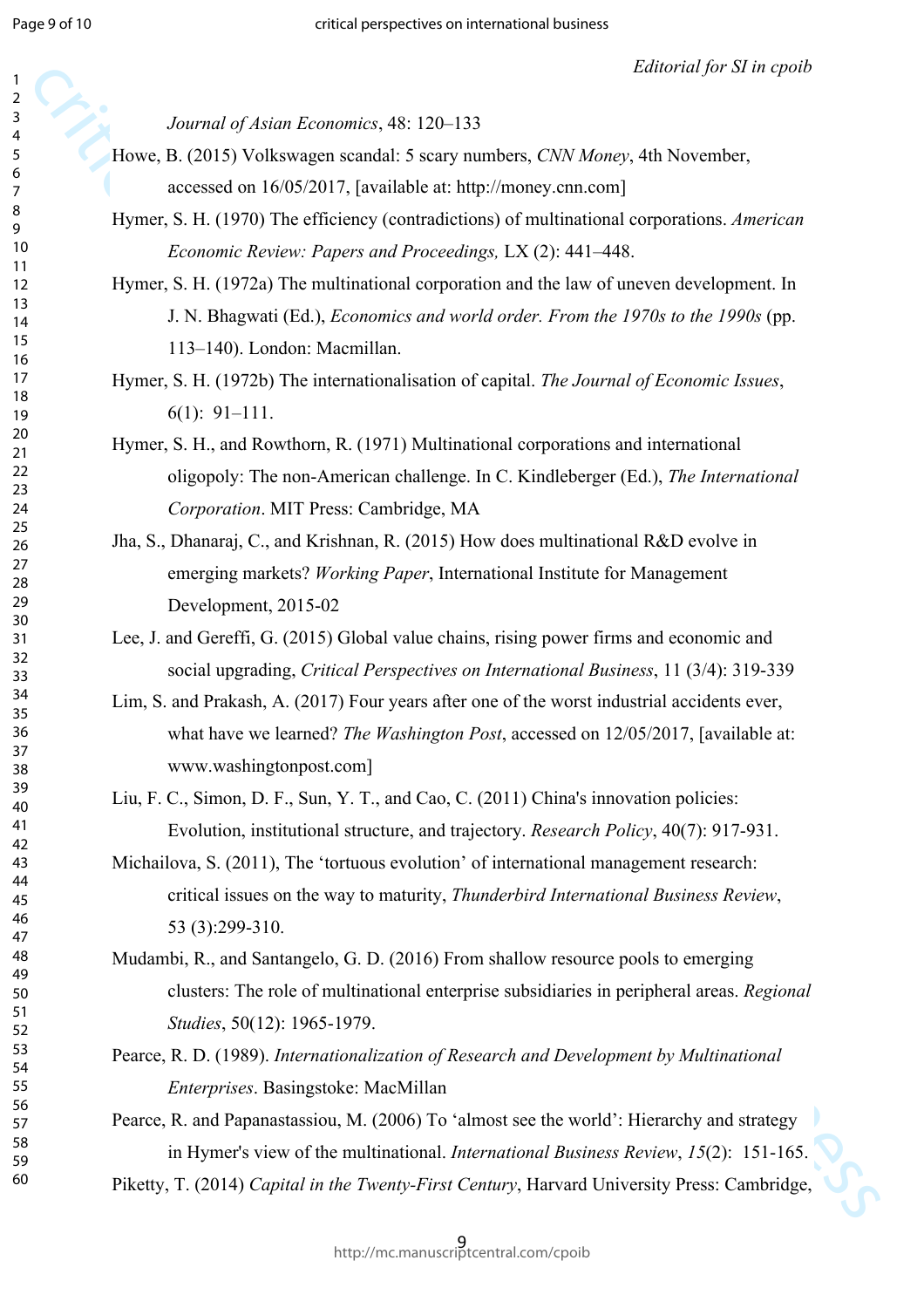*Journal of Asian Economics*, 48: 120–133

Howe, B. (2015) Volkswagen scandal: 5 scary numbers, *CNN Money*, 4th November, accessed on 16/05/2017, [available at: http://money.cnn.com]

Hymer, S. H. (1970) The efficiency (contradictions) of multinational corporations. *American Economic Review: Papers and Proceedings,* LX (2): 441–448.

Hymer, S. H. (1972a) The multinational corporation and the law of uneven development. In J. N. Bhagwati (Ed.), *Economics and world order. From the 1970s to the 1990s* (pp. 113–140). London: Macmillan.

Hymer, S. H. (1972b) The internationalisation of capital. *The Journal of Economic Issues*, 6(1): 91–111.

Hymer, S. H., and Rowthorn, R. (1971) Multinational corporations and international oligopoly: The non-American challenge. In C. Kindleberger (Ed.), *The International Corporation*. MIT Press: Cambridge, MA

Jha, S., Dhanaraj, C., and Krishnan, R. (2015) How does multinational R&D evolve in emerging markets? *Working Paper*, International Institute for Management Development, 2015-02

Lee, J. and Gereffi, G. (2015) Global value chains, rising power firms and economic and social upgrading, *Critical Perspectives on International Business*, 11 (3/4): 319-339

Lim, S. and Prakash, A. (2017) Four years after one of the worst industrial accidents ever, what have we learned? *The Washington Post*, accessed on 12/05/2017, [available at: www.washingtonpost.com]

Liu, F. C., Simon, D. F., Sun, Y. T., and Cao, C. (2011) China's innovation policies: Evolution, institutional structure, and trajectory. *Research Policy*, 40(7): 917-931.

Michailova, S. (2011), The 'tortuous evolution' of international management research: critical issues on the way to maturity, *Thunderbird International Business Review*, 53 (3):299-310.

Mudambi, R., and Santangelo, G. D. (2016) From shallow resource pools to emerging clusters: The role of multinational enterprise subsidiaries in peripheral areas. *Regional Studies*, 50(12): 1965-1979.

Pearce, R. D. (1989). *Internationalization of Research and Development by Multinational Enterprises*. Basingstoke: MacMillan

Pearce, R. and Papanastassiou, M. (2006) To 'almost see the world': Hierarchy and strategy in Hymer's view of the multinational. *International Business Review*, *15*(2): 151-165.

Piketty, T. (2014) *Capital in the Twenty-First Century*, Harvard University Press: Cambridge,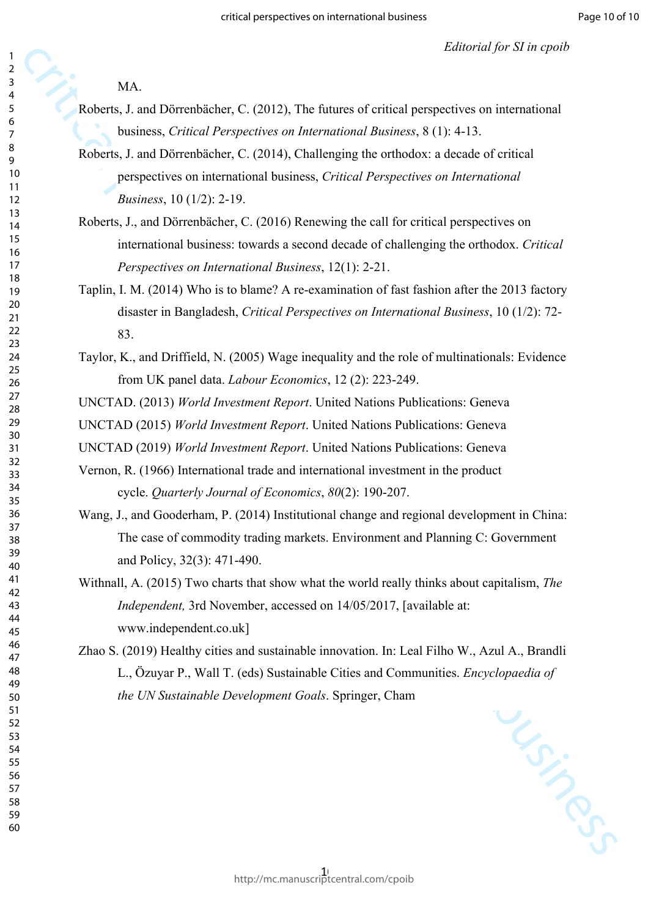MA.

Roberts, J. and Dörrenbächer, C. (2012), The futures of critical perspectives on international business, *Critical Perspectives on International Business*, 8 (1): 4-13.

Roberts, J. and Dörrenbächer, C. (2014), Challenging the orthodox: a decade of critical perspectives on international business, *Critical Perspectives on International Business*, 10 (1/2): 2-19.

Roberts, J., and Dörrenbächer, C. (2016) Renewing the call for critical perspectives on international business: towards a second decade of challenging the orthodox. *Critical Perspectives on International Business*, 12(1): 2-21.

Taplin, I. M. (2014) Who is to blame? A re-examination of fast fashion after the 2013 factory disaster in Bangladesh, *Critical Perspectives on International Business*, 10 (1/2): 72-83.

Taylor, K., and Driffield, N. (2005) Wage inequality and the role of multinationals: Evidence from UK panel data. *Labour Economics*, 12 (2): 223-249.

UNCTAD. (2013) *World Investment Report*. United Nations Publications: Geneva

UNCTAD (2015) *World Investment Report*. United Nations Publications: Geneva

UNCTAD (2019) *World Investment Report*. United Nations Publications: Geneva

Vernon, R. (1966) International trade and international investment in the product cycle. *Quarterly Journal of Economics*, *80*(2): 190-207.

Wang, J., and Gooderham, P. (2014) Institutional change and regional development in China: The case of commodity trading markets. Environment and Planning C: Government and Policy, 32(3): 471-490.

Withnall, A. (2015) Two charts that show what the world really thinks about capitalism, *The Independent,* 3rd November, accessed on 14/05/2017, [available at: www.independent.co.uk]

Zhao S. (2019) Healthy cities and sustainable innovation. In: Leal Filho W., Azul A., Brandli L., Özuyar P., Wall T. (eds) Sustainable Cities and Communities. *Encyclopaedia of the UN Sustainable Development Goals*. Springer, Cham